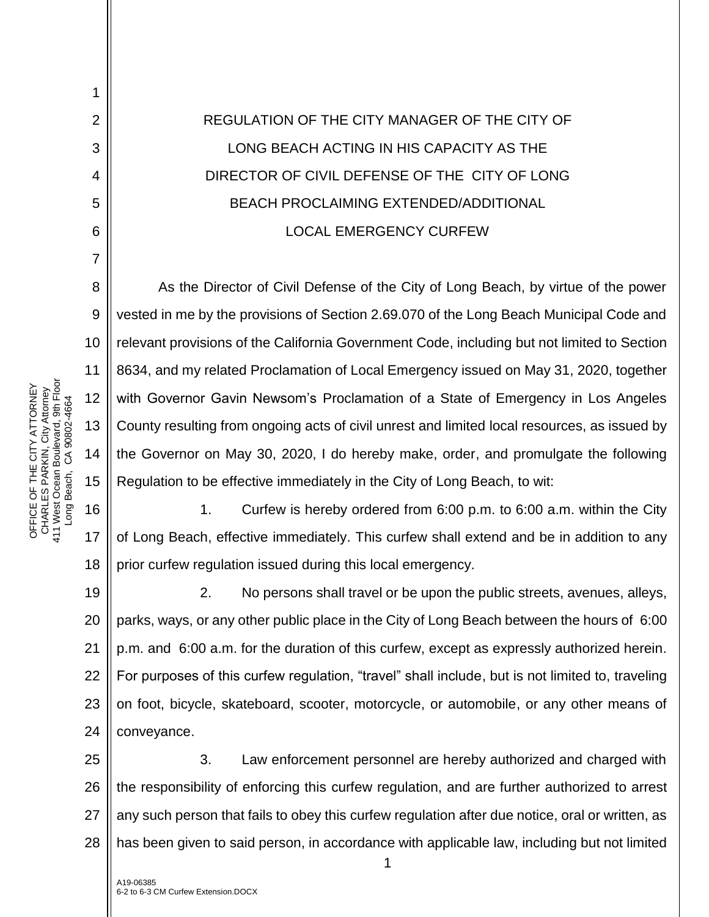# REGULATION OF THE CITY MANAGER OF THE CITY OF LONG BEACH ACTING IN HIS CAPACITY AS THE DIRECTOR OF CIVIL DEFENSE OF THE CITY OF LONG BEACH PROCLAIMING EXTENDED/ADDITIONAL LOCAL EMERGENCY CURFEW

As the Director of Civil Defense of the City of Long Beach, by virtue of the power vested in me by the provisions of Section 2.69.070 of the Long Beach Municipal Code and relevant provisions of the California Government Code, including but not limited to Section 8634, and my related Proclamation of Local Emergency issued on May 31, 2020, together with Governor Gavin Newsom's Proclamation of a State of Emergency in Los Angeles County resulting from ongoing acts of civil unrest and limited local resources, as issued by the Governor on May 30, 2020, I do hereby make, order, and promulgate the following Regulation to be effective immediately in the City of Long Beach, to wit:

1. Curfew is hereby ordered from 6:00 p.m. to 6:00 a.m. within the City of Long Beach, effective immediately. This curfew shall extend and be in addition to any prior curfew regulation issued during this local emergency.

2. No persons shall travel or be upon the public streets, avenues, alleys, parks, ways, or any other public place in the City of Long Beach between the hours of 6:00 p.m. and 6:00 a.m. for the duration of this curfew, except as expressly authorized herein. For purposes of this curfew regulation, "travel" shall include, but is not limited to, traveling on foot, bicycle, skateboard, scooter, motorcycle, or automobile, or any other means of conveyance.

3. Law enforcement personnel are hereby authorized and charged with the responsibility of enforcing this curfew regulation, and are further authorized to arrest any such person that fails to obey this curfew regulation after due notice, oral or written, as has been given to said person, in accordance with applicable law, including but not limited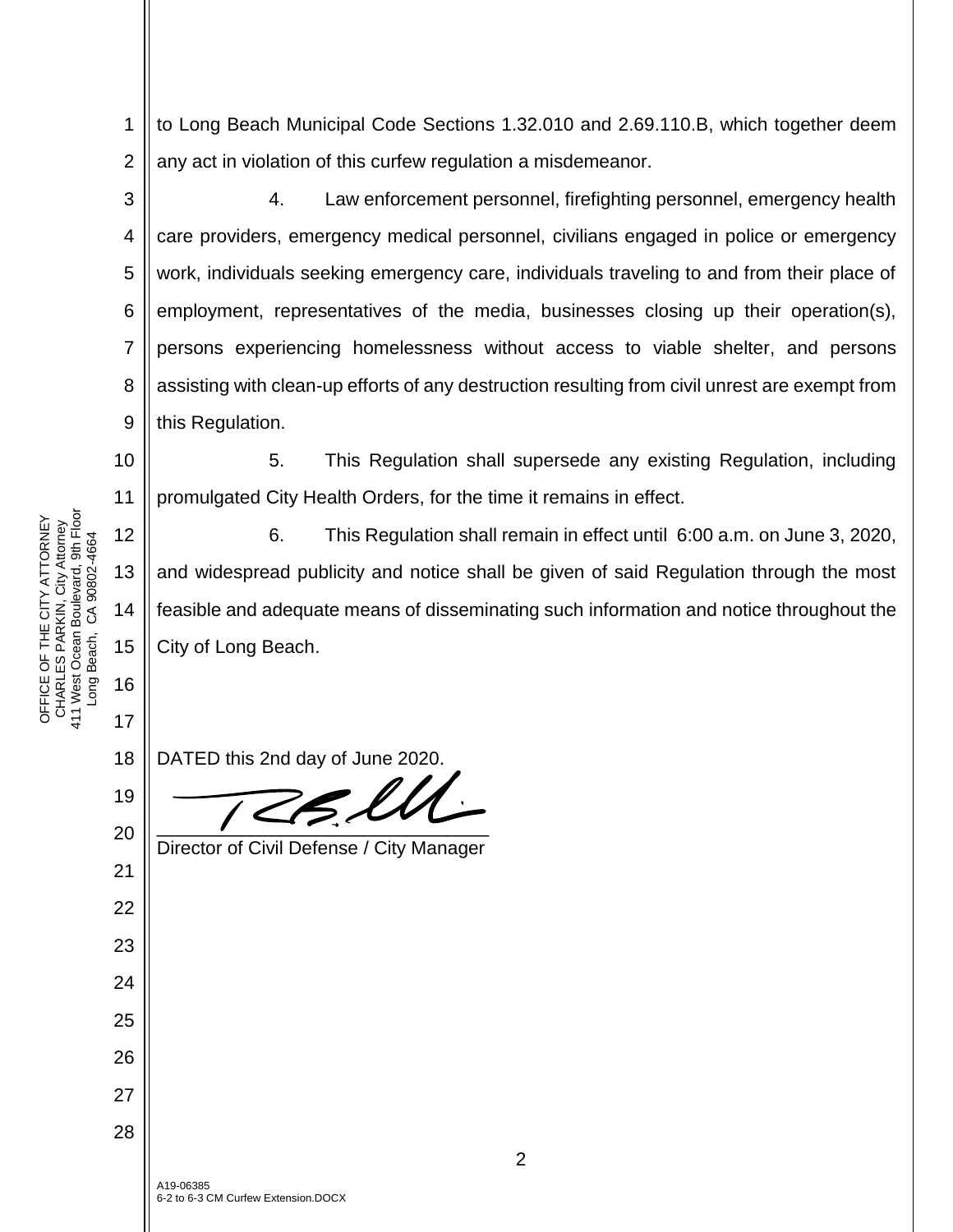to Long Beach Municipal Code Sections 1.32.010 and 2.69.110.B, which together deem any act in violation of this curfew regulation a misdemeanor.

4. Law enforcement personnel, firefighting personnel, emergency health care providers, emergency medical personnel, civilians engaged in police or emergency work, individuals seeking emergency care, individuals traveling to and from their place of employment, representatives of the media, businesses closing up their operation(s), persons experiencing homelessness without access to viable shelter, and persons assisting with clean-up efforts of any destruction resulting from civil unrest are exempt from this Regulation.

5. This Regulation shall supersede any existing Regulation, including promulgated City Health Orders, for the time it remains in effect.

6. This Regulation shall remain in effect until 6:00 a.m. on June 3, 2020, and widespread publicity and notice shall be given of said Regulation through the most feasible and adequate means of disseminating such information and notice throughout the City of Long Beach.

DATED this 2nd day of June 2020.

\_\_\_\_\_\_\_\_\_\_\_\_\_\_\_\_\_\_\_\_\_\_\_\_\_\_\_\_\_\_\_\_

Director of Civil Defense / City Manager

A19-06385
6-2 to 6-3 CM Curfew Extension.DOCX